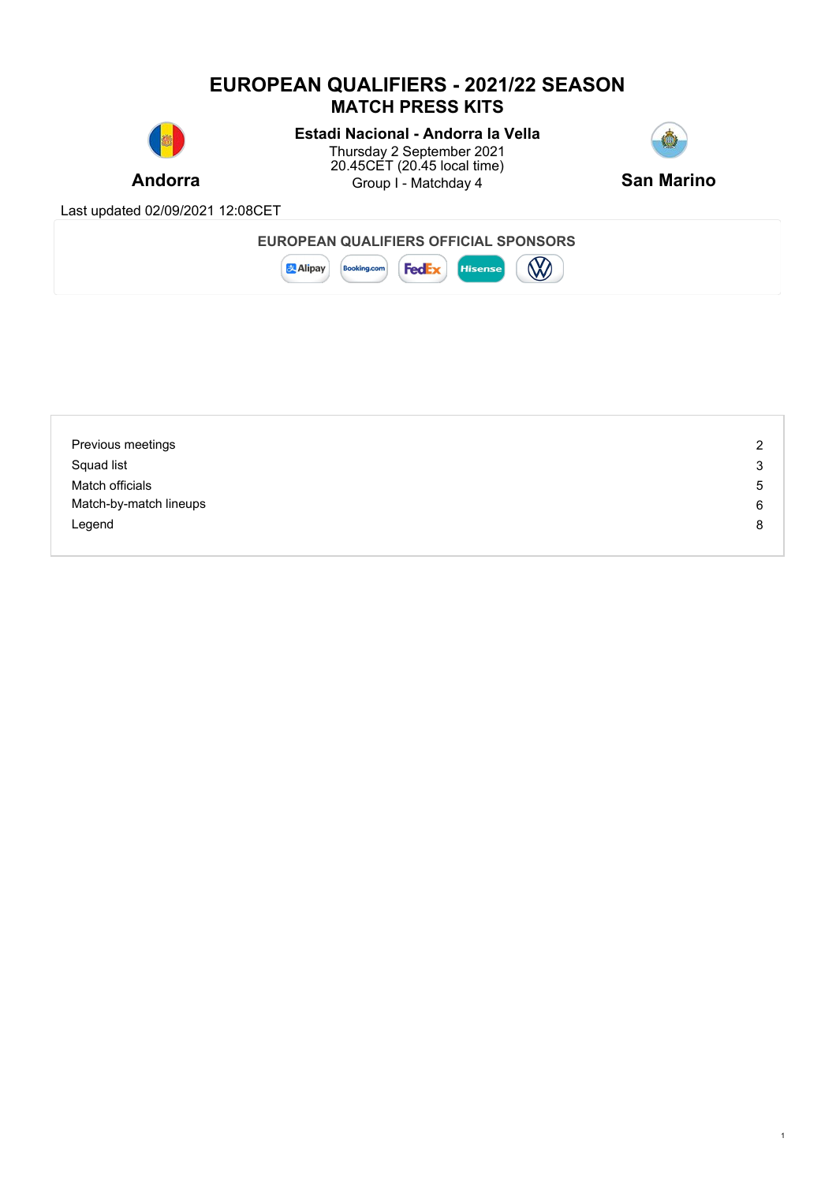# EUROPEAN QUALIFIERS - 2021/22 SEASON
## MATCH PRESS KITS

**Andorra**

**Estadi Nacional - Andorra la Vella**
Thursday 2 September 2021
20.45CET (20.45 local time)
Group I - Matchday 4

**San Marino**

Last updated 02/09/2021 12:08CET

**EUROPEAN QUALIFIERS OFFICIAL SPONSORS**

| | |
|---|---|
| Previous meetings | 2 |
| Squad list | 3 |
| Match officials | 5 |
| Match-by-match lineups | 6 |
| Legend | 8 |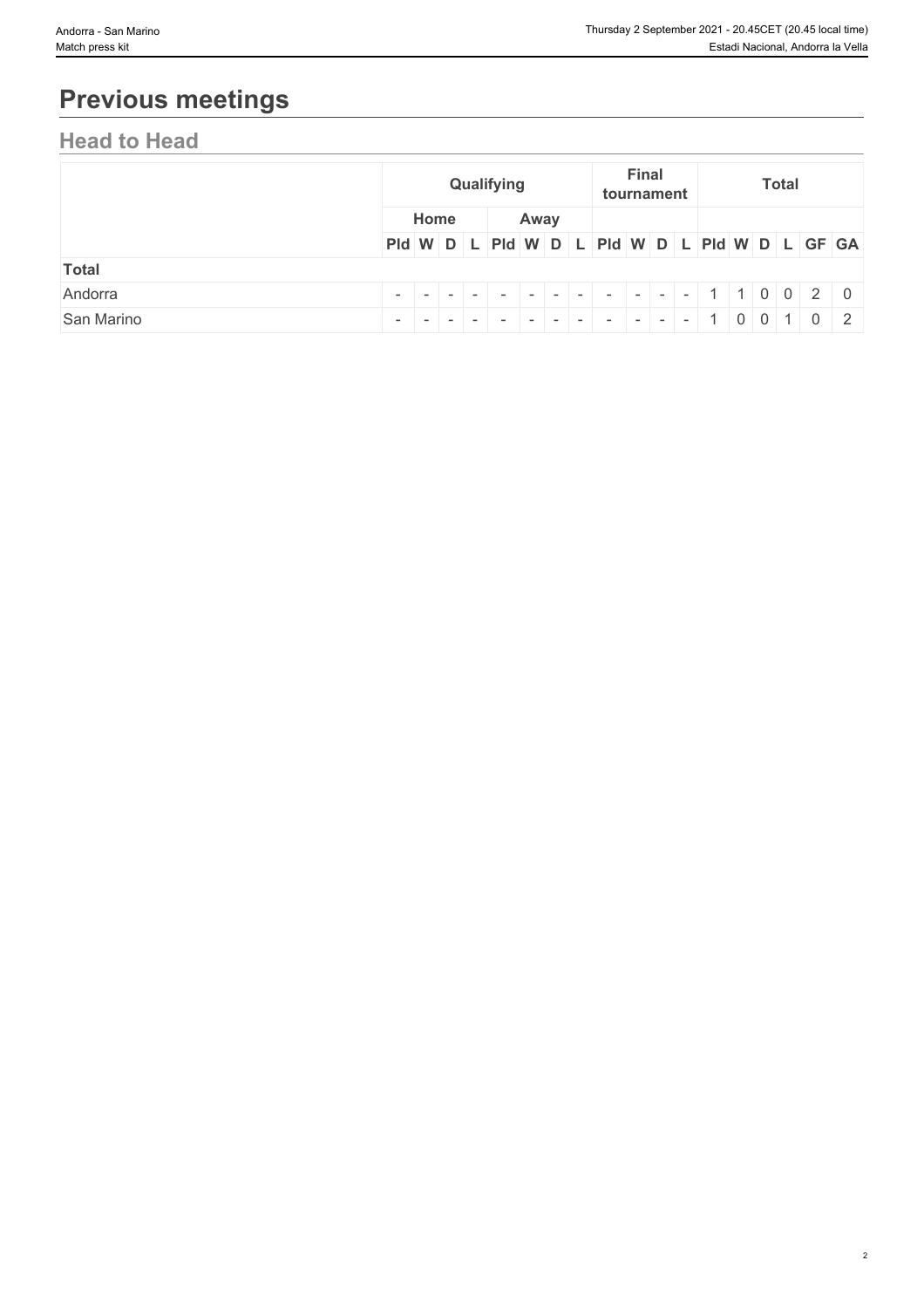# Previous meetings

## Head to Head

| | Qualifying | | | | | | | | Final tournament | | | | Total | | | | | |
|---|---|---|---|---|---|---|---|---|---|---|---|---|---|---|---|---|---|---|
| | Home | | | | Away | | | | | | | | | | | | | |
| | Pld | W | D | L | Pld | W | D | L | Pld | W | D | L | Pld | W | D | L | GF | GA |
| **Total** | | | | | | | | | | | | | | | | | | |
| Andorra | - | - | - | - | - | - | - | - | - | - | - | - | 1 | 1 | 0 | 0 | 2 | 0 |
| San Marino | - | - | - | - | - | - | - | - | - | - | - | - | 1 | 0 | 0 | 1 | 0 | 2 |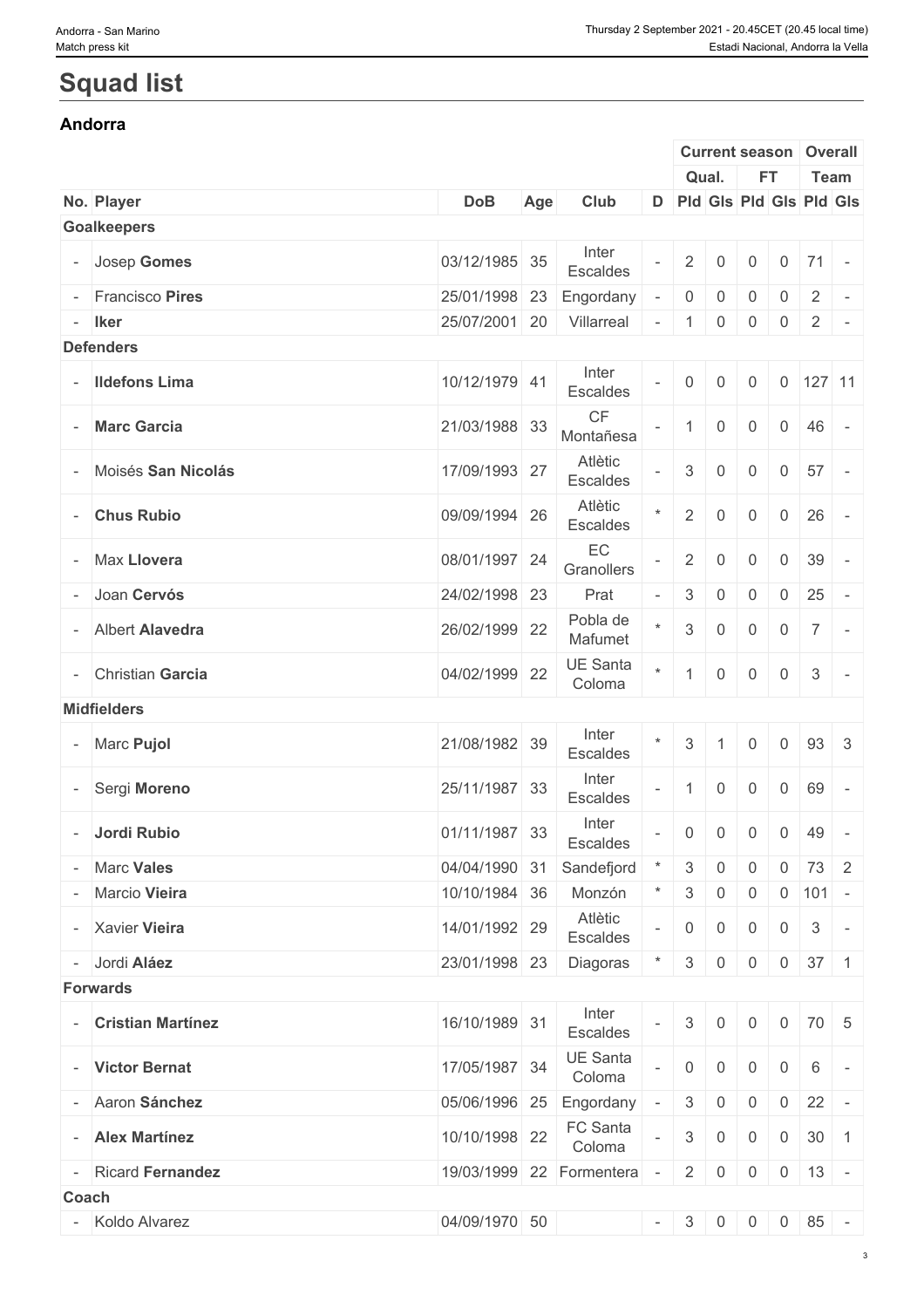# Squad list

## Andorra

| | | | | | | Current season | | | | Overall | |
|---|---|---|---|---|---|---|---|---|---|---|---|
| | | | | | | Qual. | | FT | | Team | |
| No. | Player | DoB | Age | Club | D | Pld | Gls | Pld | Gls | Pld | Gls |
| **Goalkeepers** | | | | | | | | | | | |
| - | Josep **Gomes** | 03/12/1985 | 35 | Inter Escaldes | - | 2 | 0 | 0 | 0 | 71 | - |
| - | Francisco **Pires** | 25/01/1998 | 23 | Engordany | - | 0 | 0 | 0 | 0 | 2 | - |
| - | **Iker** | 25/07/2001 | 20 | Villarreal | - | 1 | 0 | 0 | 0 | 2 | - |
| **Defenders** | | | | | | | | | | | |
| - | **Ildefons Lima** | 10/12/1979 | 41 | Inter Escaldes | - | 0 | 0 | 0 | 0 | 127 | 11 |
| - | **Marc Garcia** | 21/03/1988 | 33 | CF Montañesa | - | 1 | 0 | 0 | 0 | 46 | - |
| - | Moisés **San Nicolás** | 17/09/1993 | 27 | Atlètic Escaldes | - | 3 | 0 | 0 | 0 | 57 | - |
| - | **Chus Rubio** | 09/09/1994 | 26 | Atlètic Escaldes | * | 2 | 0 | 0 | 0 | 26 | - |
| - | Max **Llovera** | 08/01/1997 | 24 | EC Granollers | - | 2 | 0 | 0 | 0 | 39 | - |
| - | Joan **Cervós** | 24/02/1998 | 23 | Prat | - | 3 | 0 | 0 | 0 | 25 | - |
| - | Albert **Alavedra** | 26/02/1999 | 22 | Pobla de Mafumet | * | 3 | 0 | 0 | 0 | 7 | - |
| - | Christian **Garcia** | 04/02/1999 | 22 | UE Santa Coloma | * | 1 | 0 | 0 | 0 | 3 | - |
| **Midfielders** | | | | | | | | | | | |
| - | Marc **Pujol** | 21/08/1982 | 39 | Inter Escaldes | * | 3 | 1 | 0 | 0 | 93 | 3 |
| - | Sergi **Moreno** | 25/11/1987 | 33 | Inter Escaldes | - | 1 | 0 | 0 | 0 | 69 | - |
| - | **Jordi Rubio** | 01/11/1987 | 33 | Inter Escaldes | - | 0 | 0 | 0 | 0 | 49 | - |
| - | Marc **Vales** | 04/04/1990 | 31 | Sandefjord | * | 3 | 0 | 0 | 0 | 73 | 2 |
| - | Marcio **Vieira** | 10/10/1984 | 36 | Monzón | * | 3 | 0 | 0 | 0 | 101 | - |
| - | Xavier **Vieira** | 14/01/1992 | 29 | Atlètic Escaldes | - | 0 | 0 | 0 | 0 | 3 | - |
| - | Jordi **Aláez** | 23/01/1998 | 23 | Diagoras | * | 3 | 0 | 0 | 0 | 37 | 1 |
| **Forwards** | | | | | | | | | | | |
| - | **Cristian Martínez** | 16/10/1989 | 31 | Inter Escaldes | - | 3 | 0 | 0 | 0 | 70 | 5 |
| - | **Victor Bernat** | 17/05/1987 | 34 | UE Santa Coloma | - | 0 | 0 | 0 | 0 | 6 | - |
| - | Aaron **Sánchez** | 05/06/1996 | 25 | Engordany | - | 3 | 0 | 0 | 0 | 22 | - |
| - | **Alex Martínez** | 10/10/1998 | 22 | FC Santa Coloma | - | 3 | 0 | 0 | 0 | 30 | 1 |
| - | Ricard **Fernandez** | 19/03/1999 | 22 | Formentera | - | 2 | 0 | 0 | 0 | 13 | - |
| **Coach** | | | | | | | | | | | |
| - | Koldo Alvarez | 04/09/1970 | 50 | | - | 3 | 0 | 0 | 0 | 85 | - |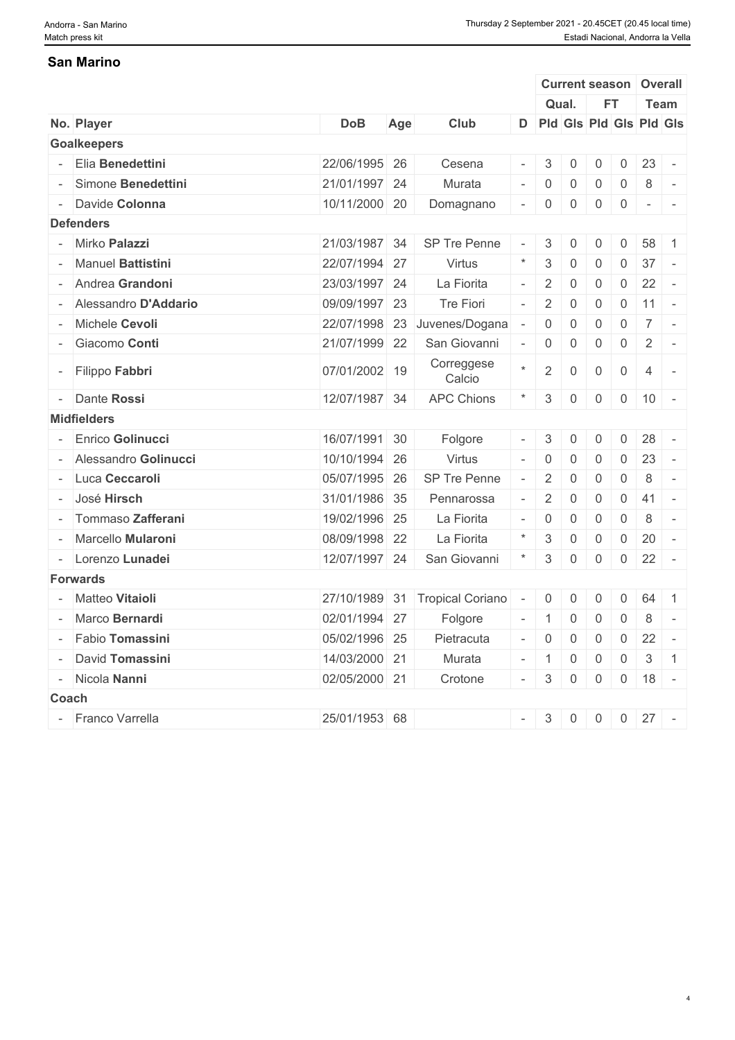## San Marino

| No. | Player | DoB | Age | Club | D | Current season | | | | Overall | |
|---|---|---|---|---|---|---|---|---|---|---|---|
| | | | | | | Qual. | | FT | | Team | |
| | | | | | | Pld | Gls | Pld | Gls | Pld | Gls |
| **Goalkeepers** | | | | | | | | | | | |
| - | Elia **Benedettini** | 22/06/1995 | 26 | Cesena | - | 3 | 0 | 0 | 0 | 23 | - |
| - | Simone **Benedettini** | 21/01/1997 | 24 | Murata | - | 0 | 0 | 0 | 0 | 8 | - |
| - | Davide **Colonna** | 10/11/2000 | 20 | Domagnano | - | 0 | 0 | 0 | 0 | - | - |
| **Defenders** | | | | | | | | | | | |
| - | Mirko **Palazzi** | 21/03/1987 | 34 | SP Tre Penne | - | 3 | 0 | 0 | 0 | 58 | 1 |
| - | Manuel **Battistini** | 22/07/1994 | 27 | Virtus | * | 3 | 0 | 0 | 0 | 37 | - |
| - | Andrea **Grandoni** | 23/03/1997 | 24 | La Fiorita | - | 2 | 0 | 0 | 0 | 22 | - |
| - | Alessandro **D'Addario** | 09/09/1997 | 23 | Tre Fiori | - | 2 | 0 | 0 | 0 | 11 | - |
| - | Michele **Cevoli** | 22/07/1998 | 23 | Juvenes/Dogana | - | 0 | 0 | 0 | 0 | 7 | - |
| - | Giacomo **Conti** | 21/07/1999 | 22 | San Giovanni | - | 0 | 0 | 0 | 0 | 2 | - |
| - | Filippo **Fabbri** | 07/01/2002 | 19 | Correggese Calcio | * | 2 | 0 | 0 | 0 | 4 | - |
| - | Dante **Rossi** | 12/07/1987 | 34 | APC Chions | * | 3 | 0 | 0 | 0 | 10 | - |
| **Midfielders** | | | | | | | | | | | |
| - | Enrico **Golinucci** | 16/07/1991 | 30 | Folgore | - | 3 | 0 | 0 | 0 | 28 | - |
| - | Alessandro **Golinucci** | 10/10/1994 | 26 | Virtus | - | 0 | 0 | 0 | 0 | 23 | - |
| - | Luca **Ceccaroli** | 05/07/1995 | 26 | SP Tre Penne | - | 2 | 0 | 0 | 0 | 8 | - |
| - | José **Hirsch** | 31/01/1986 | 35 | Pennarossa | - | 2 | 0 | 0 | 0 | 41 | - |
| - | Tommaso **Zafferani** | 19/02/1996 | 25 | La Fiorita | - | 0 | 0 | 0 | 0 | 8 | - |
| - | Marcello **Mularoni** | 08/09/1998 | 22 | La Fiorita | * | 3 | 0 | 0 | 0 | 20 | - |
| - | Lorenzo **Lunadei** | 12/07/1997 | 24 | San Giovanni | * | 3 | 0 | 0 | 0 | 22 | - |
| **Forwards** | | | | | | | | | | | |
| - | Matteo **Vitaioli** | 27/10/1989 | 31 | Tropical Coriano | - | 0 | 0 | 0 | 0 | 64 | 1 |
| - | Marco **Bernardi** | 02/01/1994 | 27 | Folgore | - | 1 | 0 | 0 | 0 | 8 | - |
| - | Fabio **Tomassini** | 05/02/1996 | 25 | Pietracuta | - | 0 | 0 | 0 | 0 | 22 | - |
| - | David **Tomassini** | 14/03/2000 | 21 | Murata | - | 1 | 0 | 0 | 0 | 3 | 1 |
| - | Nicola **Nanni** | 02/05/2000 | 21 | Crotone | - | 3 | 0 | 0 | 0 | 18 | - |
| **Coach** | | | | | | | | | | | |
| - | Franco Varrella | 25/01/1953 | 68 | | - | 3 | 0 | 0 | 0 | 27 | - |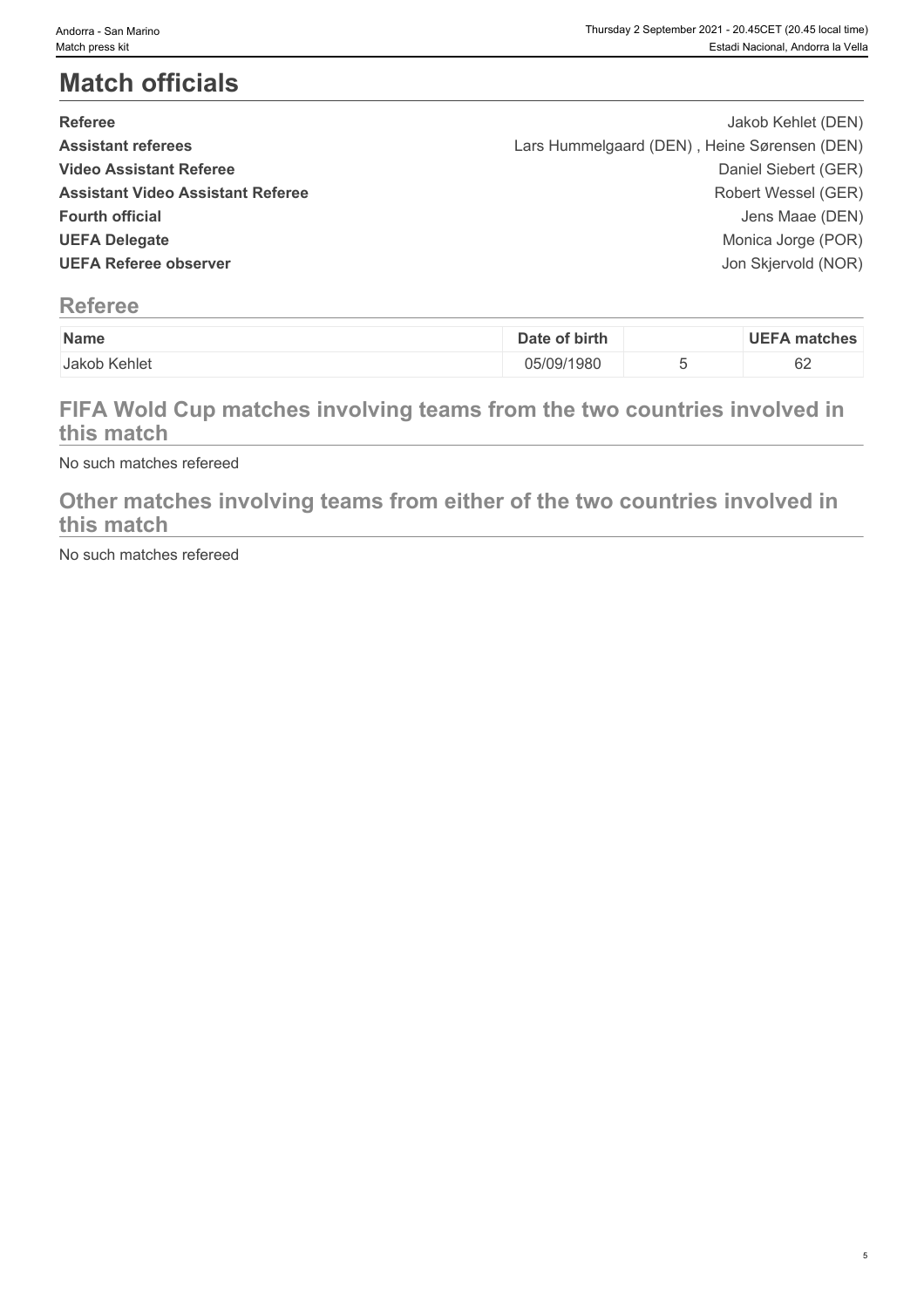# Match officials

| | |
|---|---|
| **Referee** | Jakob Kehlet (DEN) |
| **Assistant referees** | Lars Hummelgaard (DEN) , Heine Sørensen (DEN) |
| **Video Assistant Referee** | Daniel Siebert (GER) |
| **Assistant Video Assistant Referee** | Robert Wessel (GER) |
| **Fourth official** | Jens Maae (DEN) |
| **UEFA Delegate** | Monica Jorge (POR) |
| **UEFA Referee observer** | Jon Skjervold (NOR) |

## Referee

| Name | Date of birth | | UEFA matches |
|---|---|---|---|
| Jakob Kehlet | 05/09/1980 | 5 | 62 |

## FIFA Wold Cup matches involving teams from the two countries involved in this match

No such matches refereed

## Other matches involving teams from either of the two countries involved in this match

No such matches refereed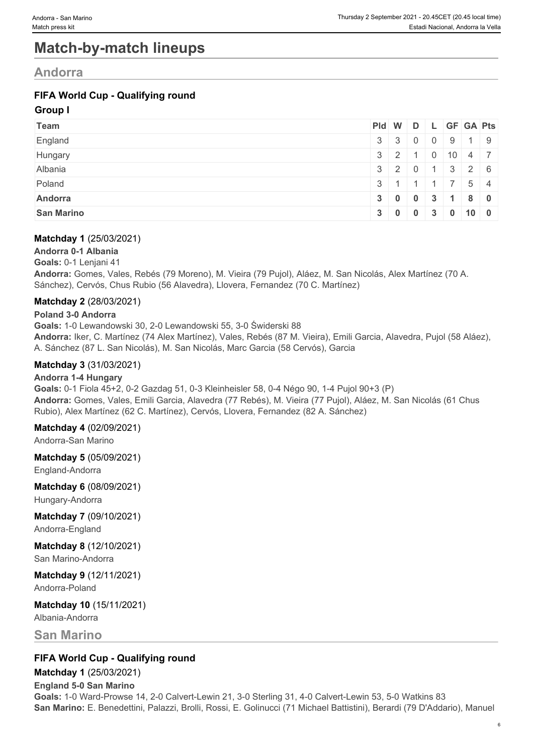# Match-by-match lineups

## Andorra

### FIFA World Cup - Qualifying round

**Group I**

| Team | Pld | W | D | L | GF | GA | Pts |
|---|---|---|---|---|---|---|---|
| England | 3 | 3 | 0 | 0 | 9 | 1 | 9 |
| Hungary | 3 | 2 | 1 | 0 | 10 | 4 | 7 |
| Albania | 3 | 2 | 0 | 1 | 3 | 2 | 6 |
| Poland | 3 | 1 | 1 | 1 | 7 | 5 | 4 |
| **Andorra** | **3** | **0** | **0** | **3** | **1** | **8** | **0** |
| **San Marino** | **3** | **0** | **0** | **3** | **0** | **10** | **0** |

**Matchday 1** (25/03/2021)

**Andorra 0-1 Albania**

**Goals:** 0-1 Lenjani 41

**Andorra:** Gomes, Vales, Rebés (79 Moreno), M. Vieira (79 Pujol), Aláez, M. San Nicolás, Alex Martínez (70 A. Sánchez), Cervós, Chus Rubio (56 Alavedra), Llovera, Fernandez (70 C. Martínez)

**Matchday 2** (28/03/2021)

**Poland 3-0 Andorra**

**Goals:** 1-0 Lewandowski 30, 2-0 Lewandowski 55, 3-0 Świderski 88

**Andorra:** Iker, C. Martínez (74 Alex Martínez), Vales, Rebés (87 M. Vieira), Emili Garcia, Alavedra, Pujol (58 Aláez), A. Sánchez (87 L. San Nicolás), M. San Nicolás, Marc Garcia (58 Cervós), Garcia

**Matchday 3** (31/03/2021)

**Andorra 1-4 Hungary**

**Goals:** 0-1 Fiola 45+2, 0-2 Gazdag 51, 0-3 Kleinheisler 58, 0-4 Négo 90, 1-4 Pujol 90+3 (P)

**Andorra:** Gomes, Vales, Emili Garcia, Alavedra (77 Rebés), M. Vieira (77 Pujol), Aláez, M. San Nicolás (61 Chus Rubio), Alex Martínez (62 C. Martínez), Cervós, Llovera, Fernandez (82 A. Sánchez)

**Matchday 4** (02/09/2021)

Andorra-San Marino

**Matchday 5** (05/09/2021)

England-Andorra

**Matchday 6** (08/09/2021)

Hungary-Andorra

**Matchday 7** (09/10/2021)

Andorra-England

**Matchday 8** (12/10/2021)

San Marino-Andorra

**Matchday 9** (12/11/2021)

Andorra-Poland

**Matchday 10** (15/11/2021)

Albania-Andorra

## San Marino

### FIFA World Cup - Qualifying round

**Matchday 1** (25/03/2021)

**England 5-0 San Marino**

**Goals:** 1-0 Ward-Prowse 14, 2-0 Calvert-Lewin 21, 3-0 Sterling 31, 4-0 Calvert-Lewin 53, 5-0 Watkins 83

**San Marino:** E. Benedettini, Palazzi, Brolli, Rossi, E. Golinucci (71 Michael Battistini), Berardi (79 D'Addario), Manuel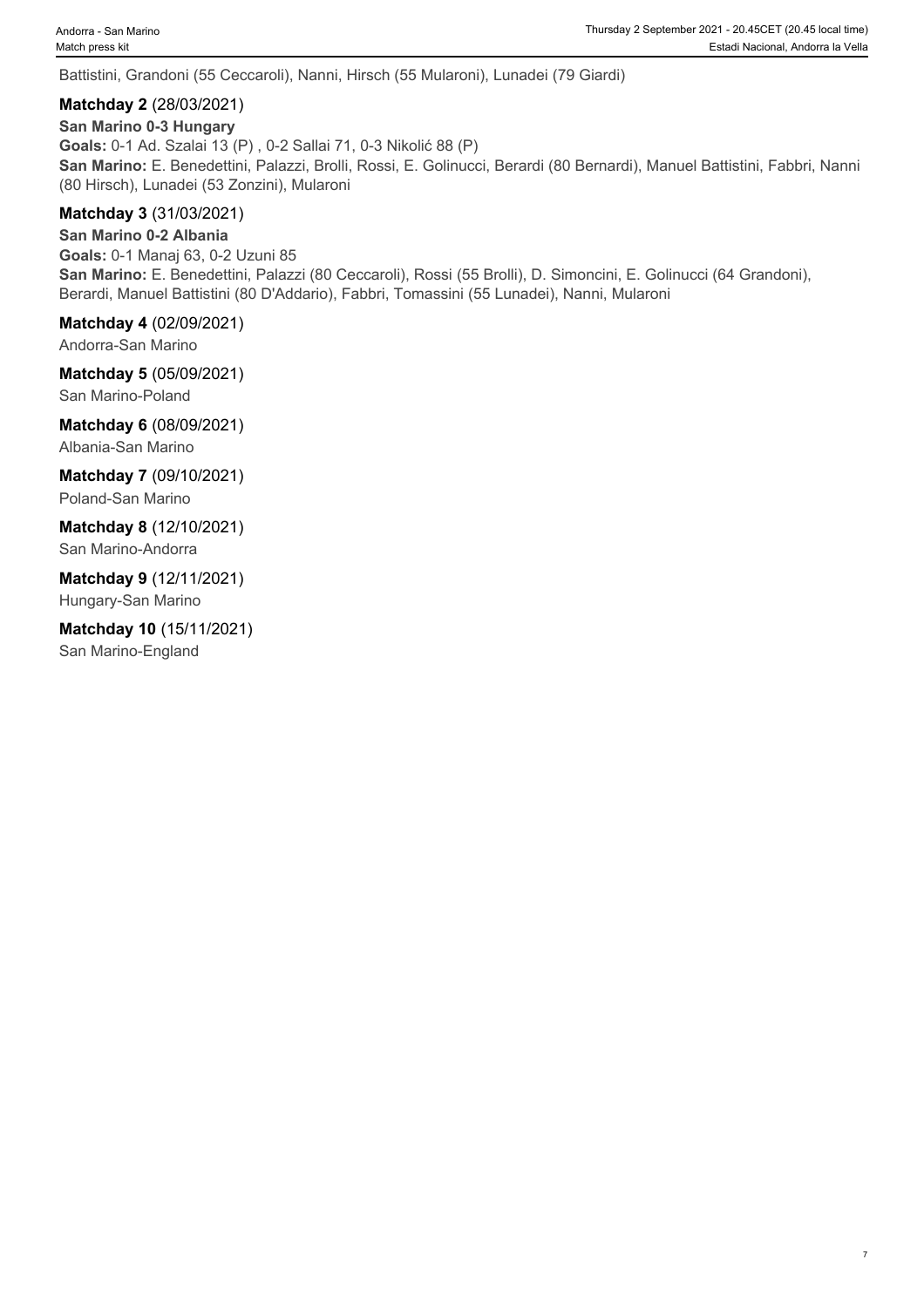Battistini, Grandoni (55 Ceccaroli), Nanni, Hirsch (55 Mularoni), Lunadei (79 Giardi)

**Matchday 2** (28/03/2021)

**San Marino 0-3 Hungary**

**Goals:** 0-1 Ad. Szalai 13 (P) , 0-2 Sallai 71, 0-3 Nikolić 88 (P)

**San Marino:** E. Benedettini, Palazzi, Brolli, Rossi, E. Golinucci, Berardi (80 Bernardi), Manuel Battistini, Fabbri, Nanni (80 Hirsch), Lunadei (53 Zonzini), Mularoni

**Matchday 3** (31/03/2021)

**San Marino 0-2 Albania**

**Goals:** 0-1 Manaj 63, 0-2 Uzuni 85

**San Marino:** E. Benedettini, Palazzi (80 Ceccaroli), Rossi (55 Brolli), D. Simoncini, E. Golinucci (64 Grandoni), Berardi, Manuel Battistini (80 D'Addario), Fabbri, Tomassini (55 Lunadei), Nanni, Mularoni

**Matchday 4** (02/09/2021)

Andorra-San Marino

**Matchday 5** (05/09/2021)

San Marino-Poland

**Matchday 6** (08/09/2021)

Albania-San Marino

**Matchday 7** (09/10/2021)

Poland-San Marino

**Matchday 8** (12/10/2021)

San Marino-Andorra

**Matchday 9** (12/11/2021)

Hungary-San Marino

**Matchday 10** (15/11/2021)

San Marino-England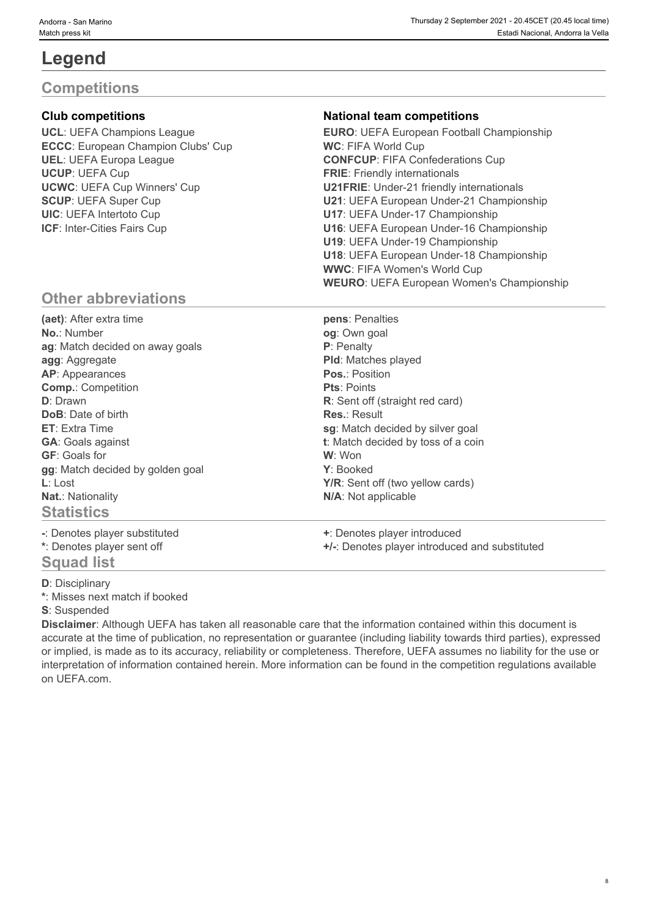# Legend

## Competitions

### Club competitions

**UCL**: UEFA Champions League
**ECCC**: European Champion Clubs' Cup
**UEL**: UEFA Europa League
**UCUP**: UEFA Cup
**UCWC**: UEFA Cup Winners' Cup
**SCUP**: UEFA Super Cup
**UIC**: UEFA Intertoto Cup
**ICF**: Inter-Cities Fairs Cup

### National team competitions

**EURO**: UEFA European Football Championship
**WC**: FIFA World Cup
**CONFCUP**: FIFA Confederations Cup
**FRIE**: Friendly internationals
**U21FRIE**: Under-21 friendly internationals
**U21**: UEFA European Under-21 Championship
**U17**: UEFA Under-17 Championship
**U16**: UEFA European Under-16 Championship
**U19**: UEFA Under-19 Championship
**U18**: UEFA European Under-18 Championship
**WWC**: FIFA Women's World Cup
**WEURO**: UEFA European Women's Championship

## Other abbreviations

**(aet)**: After extra time
**No.**: Number
**ag**: Match decided on away goals
**agg**: Aggregate
**AP**: Appearances
**Comp.**: Competition
**D**: Drawn
**DoB**: Date of birth
**ET**: Extra Time
**GA**: Goals against
**GF**: Goals for
**gg**: Match decided by golden goal
**L**: Lost
**Nat.**: Nationality
**pens**: Penalties
**og**: Own goal
**P**: Penalty
**Pld**: Matches played
**Pos.**: Position
**Pts**: Points
**R**: Sent off (straight red card)
**Res.**: Result
**sg**: Match decided by silver goal
**t**: Match decided by toss of a coin
**W**: Won
**Y**: Booked
**Y/R**: Sent off (two yellow cards)
**N/A**: Not applicable

## Statistics

**-**: Denotes player substituted
**\***: Denotes player sent off
**+**: Denotes player introduced
**+/-**: Denotes player introduced and substituted

## Squad list

**D**: Disciplinary
**\***: Misses next match if booked
**S**: Suspended

**Disclaimer**: Although UEFA has taken all reasonable care that the information contained within this document is accurate at the time of publication, no representation or guarantee (including liability towards third parties), expressed or implied, is made as to its accuracy, reliability or completeness. Therefore, UEFA assumes no liability for the use or interpretation of information contained herein. More information can be found in the competition regulations available on UEFA.com.